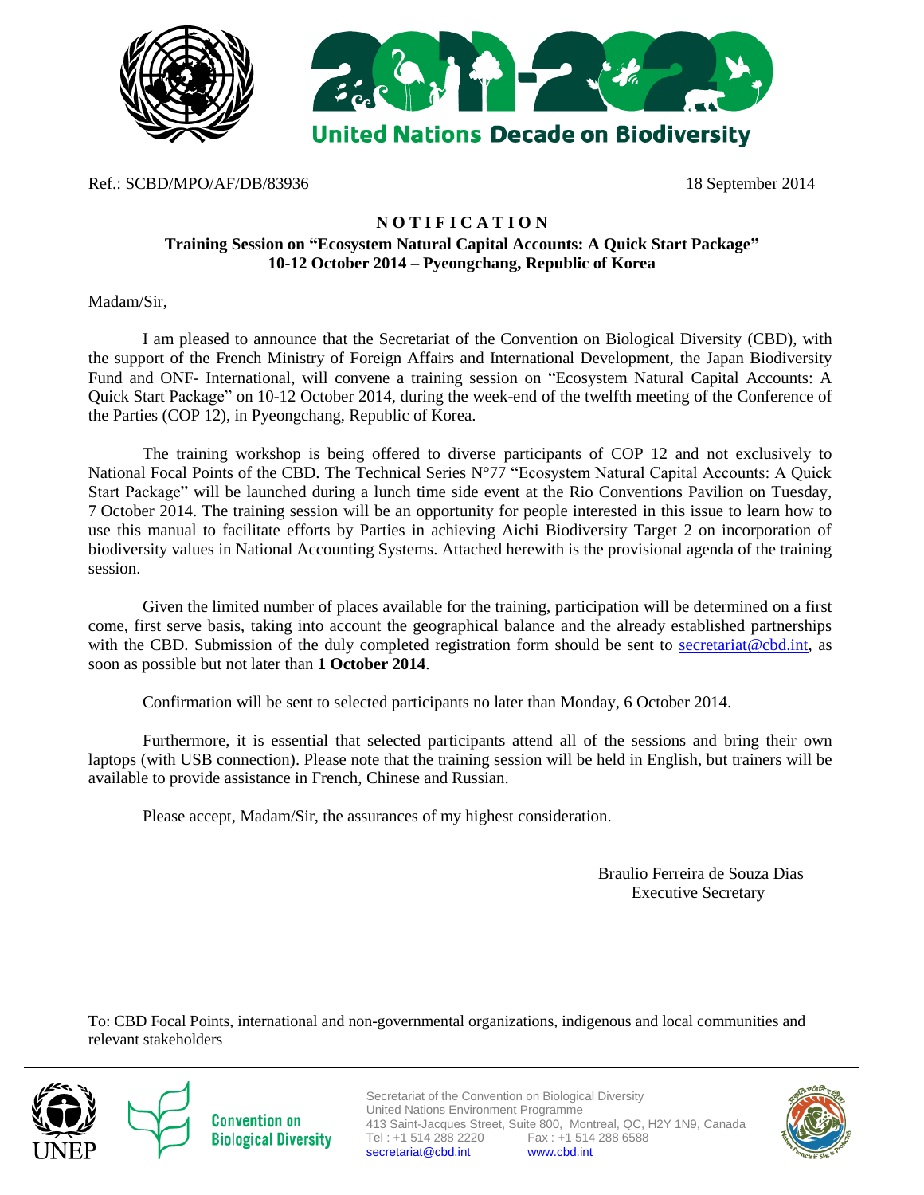United Nations Decade on Biodiversity

Ref.: SCBD/MPO/AF/DB/83936 18 September 2014

# N O T I F I C A T I O N

**Training Session on "Ecosystem Natural Capital Accounts: A Quick Start Package"**
**10-12 October 2014 – Pyeongchang, Republic of Korea**

Madam/Sir,

I am pleased to announce that the Secretariat of the Convention on Biological Diversity (CBD), with the support of the French Ministry of Foreign Affairs and International Development, the Japan Biodiversity Fund and ONF- International, will convene a training session on "Ecosystem Natural Capital Accounts: A Quick Start Package" on 10-12 October 2014, during the week-end of the twelfth meeting of the Conference of the Parties (COP 12), in Pyeongchang, Republic of Korea.

The training workshop is being offered to diverse participants of COP 12 and not exclusively to National Focal Points of the CBD. The Technical Series N°77 "Ecosystem Natural Capital Accounts: A Quick Start Package" will be launched during a lunch time side event at the Rio Conventions Pavilion on Tuesday, 7 October 2014. The training session will be an opportunity for people interested in this issue to learn how to use this manual to facilitate efforts by Parties in achieving Aichi Biodiversity Target 2 on incorporation of biodiversity values in National Accounting Systems. Attached herewith is the provisional agenda of the training session.

Given the limited number of places available for the training, participation will be determined on a first come, first serve basis, taking into account the geographical balance and the already established partnerships with the CBD. Submission of the duly completed registration form should be sent to secretariat@cbd.int, as soon as possible but not later than **1 October 2014**.

Confirmation will be sent to selected participants no later than Monday, 6 October 2014.

Furthermore, it is essential that selected participants attend all of the sessions and bring their own laptops (with USB connection). Please note that the training session will be held in English, but trainers will be available to provide assistance in French, Chinese and Russian.

Please accept, Madam/Sir, the assurances of my highest consideration.

Braulio Ferreira de Souza Dias
Executive Secretary

To: CBD Focal Points, international and non-governmental organizations, indigenous and local communities and relevant stakeholders

Secretariat of the Convention on Biological Diversity
United Nations Environment Programme
413 Saint-Jacques Street, Suite 800, Montreal, QC, H2Y 1N9, Canada
Tel : +1 514 288 2220 Fax : +1 514 288 6588
secretariat@cbd.int www.cbd.int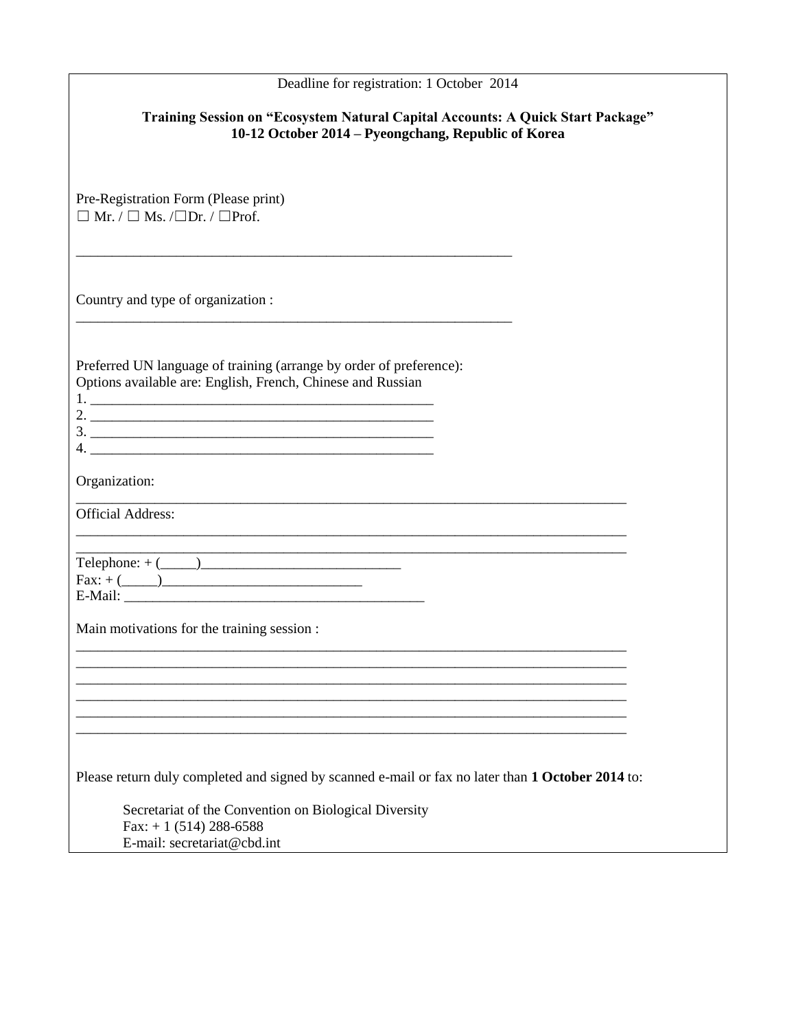Deadline for registration: 1 October 2014

**Training Session on "Ecosystem Natural Capital Accounts: A Quick Start Package"**
**10-12 October 2014 – Pyeongchang, Republic of Korea**

Pre-Registration Form (Please print)
☐ Mr. / ☐ Ms. /☐Dr. / ☐Prof.

_______________________________________________________________

Country and type of organization :
_______________________________________________________________

Preferred UN language of training (arrange by order of preference):
Options available are: English, French, Chinese and Russian
1. _________________________________________________
2. _________________________________________________
3. _________________________________________________
4. _________________________________________________

Organization:
_____________________________________________________________________________

Official Address:
_____________________________________________________________________________
_____________________________________________________________________________

Telephone: + (_____)___________________________
Fax: + (_____)___________________________
E-Mail: _________________________________________

Main motivations for the training session :
_____________________________________________________________________________
_____________________________________________________________________________
_____________________________________________________________________________
_____________________________________________________________________________
_____________________________________________________________________________
_____________________________________________________________________________

Please return duly completed and signed by scanned e-mail or fax no later than **1 October 2014** to:

Secretariat of the Convention on Biological Diversity
Fax: + 1 (514) 288-6588
E-mail: secretariat@cbd.int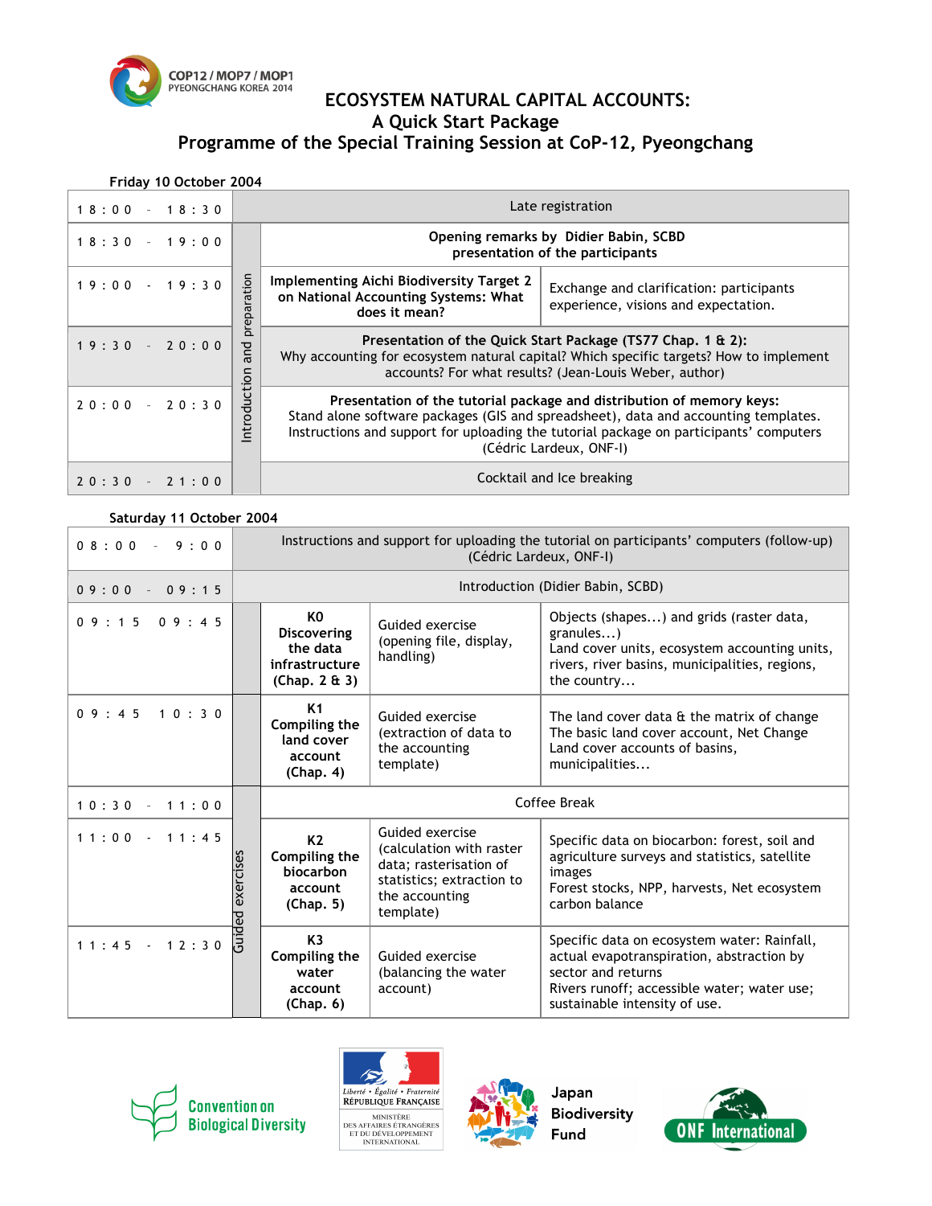COP12 / MOP7 / MOP1
PYEONGCHANG KOREA 2014

# ECOSYSTEM NATURAL CAPITAL ACCOUNTS:
# A Quick Start Package
# Programme of the Special Training Session at CoP-12, Pyeongchang

**Friday 10 October 2004**

| Time | Section | Session | | |
|---|---|---|---|---|
| 18:00 - 18:30 | | Late registration | | |
| 18:30 - 19:00 | Introduction and preparation | **Opening remarks by Didier Babin, SCBD presentation of the participants** | | |
| 19:00 - 19:30 | Introduction and preparation | **Implementing Aichi Biodiversity Target 2 on National Accounting Systems: What does it mean?** | Exchange and clarification: participants experience, visions and expectation. | |
| 19:30 - 20:00 | Introduction and preparation | **Presentation of the Quick Start Package (TS77 Chap. 1 & 2):** Why accounting for ecosystem natural capital? Which specific targets? How to implement accounts? For what results? (Jean-Louis Weber, author) | | |
| 20:00 - 20:30 | Introduction and preparation | **Presentation of the tutorial package and distribution of memory keys:** Stand alone software packages (GIS and spreadsheet), data and accounting templates. Instructions and support for uploading the tutorial package on participants' computers (Cédric Lardeux, ONF-I) | | |
| 20:30 - 21:00 | Introduction and preparation | Cocktail and Ice breaking | | |

**Saturday 11 October 2004**

| Time | Section | Session | Activity | Content |
|---|---|---|---|---|
| 08:00 - 9:00 | | Instructions and support for uploading the tutorial on participants' computers (follow-up) (Cédric Lardeux, ONF-I) | | |
| 09:00 - 09:15 | | Introduction (Didier Babin, SCBD) | | |
| 09:15 09:45 | Guided exercises | **K0 Discovering the data infrastructure (Chap. 2 & 3)** | Guided exercise (opening file, display, handling) | Objects (shapes...) and grids (raster data, granules...) Land cover units, ecosystem accounting units, rivers, river basins, municipalities, regions, the country... |
| 09:45 10:30 | Guided exercises | **K1 Compiling the land cover account (Chap. 4)** | Guided exercise (extraction of data to the accounting template) | The land cover data & the matrix of change The basic land cover account, Net Change Land cover accounts of basins, municipalities... |
| 10:30 - 11:00 | Guided exercises | Coffee Break | | |
| 11:00 - 11:45 | Guided exercises | **K2 Compiling the biocarbon account (Chap. 5)** | Guided exercise (calculation with raster data; rasterisation of statistics; extraction to the accounting template) | Specific data on biocarbon: forest, soil and agriculture surveys and statistics, satellite images Forest stocks, NPP, harvests, Net ecosystem carbon balance |
| 11:45 - 12:30 | Guided exercises | **K3 Compiling the water account (Chap. 6)** | Guided exercise (balancing the water account) | Specific data on ecosystem water: Rainfall, actual evapotranspiration, abstraction by sector and returns Rivers runoff; accessible water; water use; sustainable intensity of use. |

Convention on Biological Diversity

Liberté • Égalité • Fraternité
RÉPUBLIQUE FRANÇAISE
MINISTÈRE DES AFFAIRES ÉTRANGÈRES ET DU DÉVELOPPEMENT INTERNATIONAL

Japan Biodiversity Fund

ONF International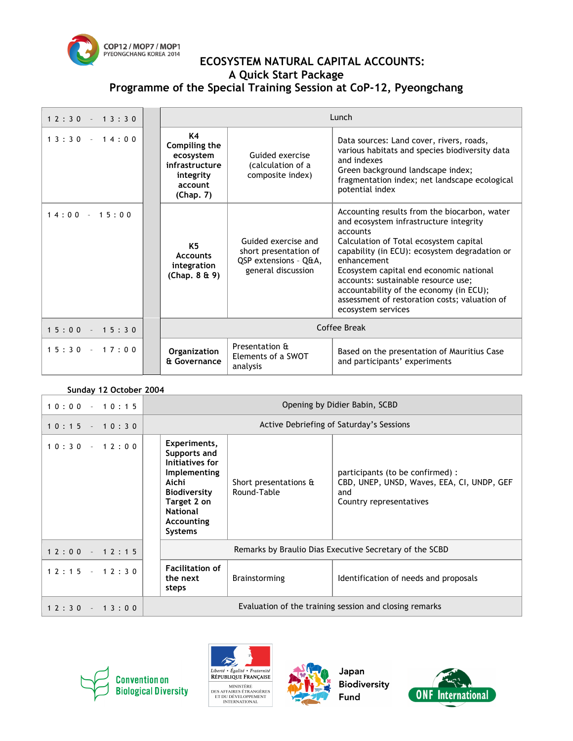COP12 / MOP7 / MOP1
PYEONGCHANG KOREA 2014

# ECOSYSTEM NATURAL CAPITAL ACCOUNTS:
# A Quick Start Package
# Programme of the Special Training Session at CoP-12, Pyeongchang

| | | | |
|---|---|---|---|
| 12:30 - 13:30 | Lunch | | |
| 13:30 - 14:00 | **K4 Compiling the ecosystem infrastructure integrity account (Chap. 7)** | Guided exercise (calculation of a composite index) | Data sources: Land cover, rivers, roads, various habitats and species biodiversity data and indexes<br>Green background landscape index; fragmentation index; net landscape ecological potential index |
| 14:00 - 15:00 | **K5 Accounts integration (Chap. 8 & 9)** | Guided exercise and short presentation of QSP extensions - Q&A, general discussion | Accounting results from the biocarbon, water and ecosystem infrastructure integrity accounts<br>Calculation of Total ecosystem capital capability (in ECU): ecosystem degradation or enhancement<br>Ecosystem capital end economic national accounts: sustainable resource use; accountability of the economy (in ECU); assessment of restoration costs; valuation of ecosystem services |
| 15:00 - 15:30 | Coffee Break | | |
| 15:30 - 17:00 | **Organization & Governance** | Presentation & Elements of a SWOT analysis | Based on the presentation of Mauritius Case and participants' experiments |

**Sunday 12 October 2004**

| | | | |
|---|---|---|---|
| 10:00 - 10:15 | Opening by Didier Babin, SCBD | | |
| 10:15 - 10:30 | Active Debriefing of Saturday's Sessions | | |
| 10:30 - 12:00 | **Experiments, Supports and Initiatives for Implementing Aichi Biodiversity Target 2 on National Accounting Systems** | Short presentations & Round-Table | participants (to be confirmed) :<br>CBD, UNEP, UNSD, Waves, EEA, CI, UNDP, GEF and<br>Country representatives |
| 12:00 - 12:15 | Remarks by Braulio Dias Executive Secretary of the SCBD | | |
| 12:15 - 12:30 | **Facilitation of the next steps** | Brainstorming | Identification of needs and proposals |
| 12:30 - 13:00 | Evaluation of the training session and closing remarks | | |

Convention on Biological Diversity

Liberté • Égalité • Fraternité
RÉPUBLIQUE FRANÇAISE
MINISTÈRE DES AFFAIRES ÉTRANGÈRES ET DU DÉVELOPPEMENT INTERNATIONAL

Japan Biodiversity Fund

ONF International